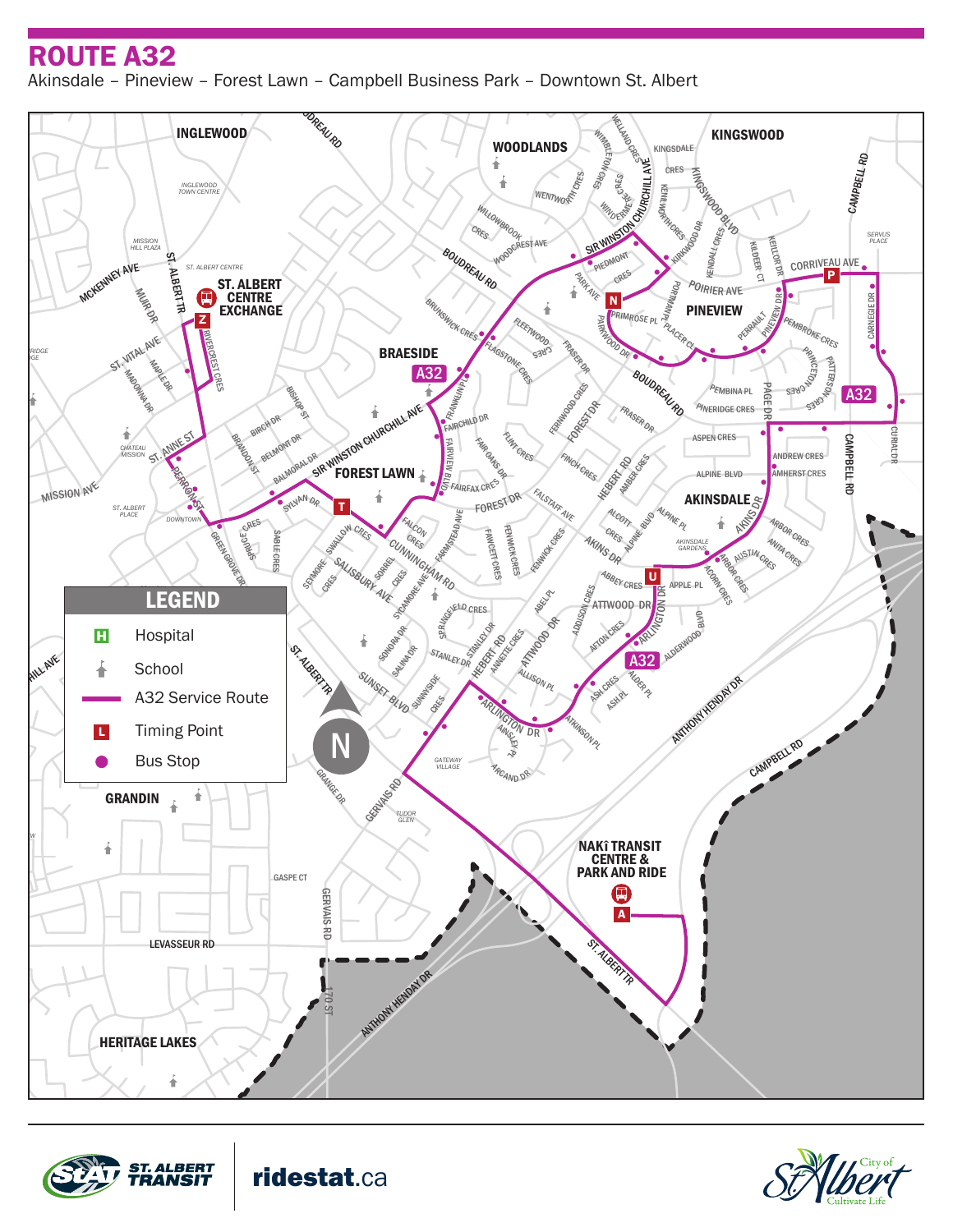# ROUTE A32

Akinsdale – Pineview – Forest Lawn – Campbell Business Park – Downtown St. Albert

## LEGEND

- H Hospital
- School
- A32 Service Route
- L Timing Point
- Bus Stop

ST. ALBERT CENTRE EXCHANGE (Z)

NAKÎ TRANSIT CENTRE & PARK AND RIDE (A)

Timing Points: Z, T, N, P, U, A

ridestat.ca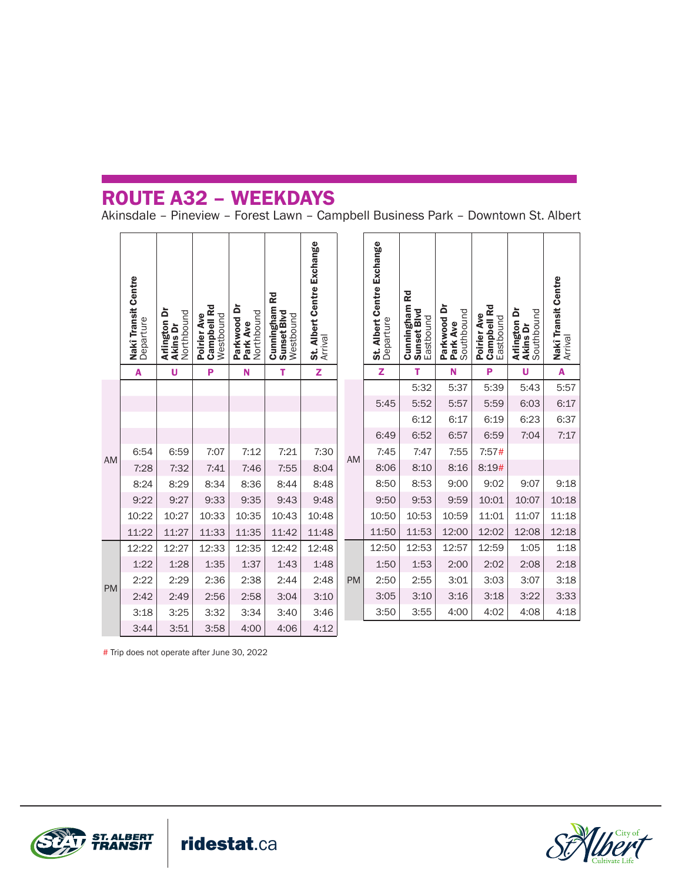# ROUTE A32 – WEEKDAYS

Akinsdale – Pineview – Forest Lawn – Campbell Business Park – Downtown St. Albert

| | **Nakî Transit Centre** Departure | **Arlington Dr Akins Dr** Northbound | **Poirier Ave Campbell Rd** Westbound | **Parkwood Dr Park Ave** Northbound | **Cunningham Rd Sunset Blvd** Westbound | **St. Albert Centre Exchange** Arrival |
|---|---|---|---|---|---|---|
| | **A** | **U** | **P** | **N** | **T** | **Z** |
| AM | | | | | | |
| AM | | | | | | |
| AM | | | | | | |
| AM | | | | | | |
| AM | 6:54 | 6:59 | 7:07 | 7:12 | 7:21 | 7:30 |
| AM | 7:28 | 7:32 | 7:41 | 7:46 | 7:55 | 8:04 |
| AM | 8:24 | 8:29 | 8:34 | 8:36 | 8:44 | 8:48 |
| AM | 9:22 | 9:27 | 9:33 | 9:35 | 9:43 | 9:48 |
| AM | 10:22 | 10:27 | 10:33 | 10:35 | 10:43 | 10:48 |
| AM | 11:22 | 11:27 | 11:33 | 11:35 | 11:42 | 11:48 |
| PM | 12:22 | 12:27 | 12:33 | 12:35 | 12:42 | 12:48 |
| PM | 1:22 | 1:28 | 1:35 | 1:37 | 1:43 | 1:48 |
| PM | 2:22 | 2:29 | 2:36 | 2:38 | 2:44 | 2:48 |
| PM | 2:42 | 2:49 | 2:56 | 2:58 | 3:04 | 3:10 |
| PM | 3:18 | 3:25 | 3:32 | 3:34 | 3:40 | 3:46 |
| PM | 3:44 | 3:51 | 3:58 | 4:00 | 4:06 | 4:12 |

| | **St. Albert Centre Exchange** Departure | **Cunningham Rd Sunset Blvd** Eastbound | **Parkwood Dr Park Ave** Southbound | **Poirier Ave Campbell Rd** Eastbound | **Arlington Dr Akins Dr** Southbound | **Nakî Transit Centre** Arrival |
|---|---|---|---|---|---|---|
| | **Z** | **T** | **N** | **P** | **U** | **A** |
| AM | | 5:32 | 5:37 | 5:39 | 5:43 | 5:57 |
| AM | 5:45 | 5:52 | 5:57 | 5:59 | 6:03 | 6:17 |
| AM | | 6:12 | 6:17 | 6:19 | 6:23 | 6:37 |
| AM | 6:49 | 6:52 | 6:57 | 6:59 | 7:04 | 7:17 |
| AM | 7:45 | 7:47 | 7:55 | 7:57# | | |
| AM | 8:06 | 8:10 | 8:16 | 8:19# | | |
| AM | 8:50 | 8:53 | 9:00 | 9:02 | 9:07 | 9:18 |
| AM | 9:50 | 9:53 | 9:59 | 10:01 | 10:07 | 10:18 |
| AM | 10:50 | 10:53 | 10:59 | 11:01 | 11:07 | 11:18 |
| AM | 11:50 | 11:53 | 12:00 | 12:02 | 12:08 | 12:18 |
| PM | 12:50 | 12:53 | 12:57 | 12:59 | 1:05 | 1:18 |
| PM | 1:50 | 1:53 | 2:00 | 2:02 | 2:08 | 2:18 |
| PM | 2:50 | 2:55 | 3:01 | 3:03 | 3:07 | 3:18 |
| PM | 3:05 | 3:10 | 3:16 | 3:18 | 3:22 | 3:33 |
| PM | 3:50 | 3:55 | 4:00 | 4:02 | 4:08 | 4:18 |

# Trip does not operate after June 30, 2022

ST. ALBERT TRANSIT

ridestat.ca

City of St. Albert – Cultivate Life